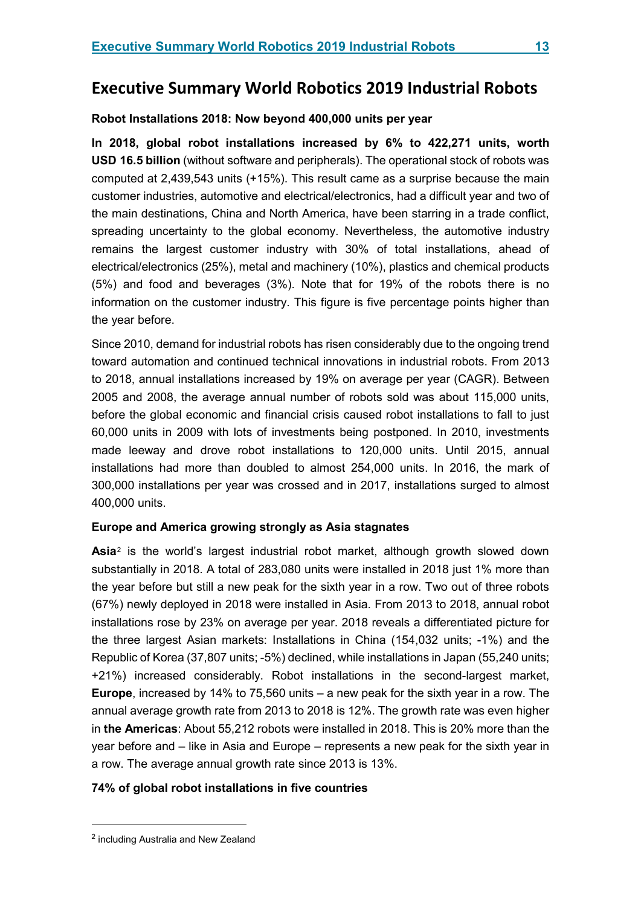# Executive Summary World Robotics 2019 Industrial Robots

**Robot Installations 2018: Now beyond 400,000 units per year**

**In 2018, global robot installations increased by 6% to 422,271 units, worth USD 16.5 billion** (without software and peripherals). The operational stock of robots was computed at 2,439,543 units (+15%). This result came as a surprise because the main customer industries, automotive and electrical/electronics, had a difficult year and two of the main destinations, China and North America, have been starring in a trade conflict, spreading uncertainty to the global economy. Nevertheless, the automotive industry remains the largest customer industry with 30% of total installations, ahead of electrical/electronics (25%), metal and machinery (10%), plastics and chemical products (5%) and food and beverages (3%). Note that for 19% of the robots there is no information on the customer industry. This figure is five percentage points higher than the year before.

Since 2010, demand for industrial robots has risen considerably due to the ongoing trend toward automation and continued technical innovations in industrial robots. From 2013 to 2018, annual installations increased by 19% on average per year (CAGR). Between 2005 and 2008, the average annual number of robots sold was about 115,000 units, before the global economic and financial crisis caused robot installations to fall to just 60,000 units in 2009 with lots of investments being postponed. In 2010, investments made leeway and drove robot installations to 120,000 units. Until 2015, annual installations had more than doubled to almost 254,000 units. In 2016, the mark of 300,000 installations per year was crossed and in 2017, installations surged to almost 400,000 units.

**Europe and America growing strongly as Asia stagnates**

**Asia**[2] is the world's largest industrial robot market, although growth slowed down substantially in 2018. A total of 283,080 units were installed in 2018 just 1% more than the year before but still a new peak for the sixth year in a row. Two out of three robots (67%) newly deployed in 2018 were installed in Asia. From 2013 to 2018, annual robot installations rose by 23% on average per year. 2018 reveals a differentiated picture for the three largest Asian markets: Installations in China (154,032 units; -1%) and the Republic of Korea (37,807 units; -5%) declined, while installations in Japan (55,240 units; +21%) increased considerably. Robot installations in the second-largest market, **Europe**, increased by 14% to 75,560 units – a new peak for the sixth year in a row. The annual average growth rate from 2013 to 2018 is 12%. The growth rate was even higher in **the Americas**: About 55,212 robots were installed in 2018. This is 20% more than the year before and – like in Asia and Europe – represents a new peak for the sixth year in a row. The average annual growth rate since 2013 is 13%.

**74% of global robot installations in five countries**

[2] including Australia and New Zealand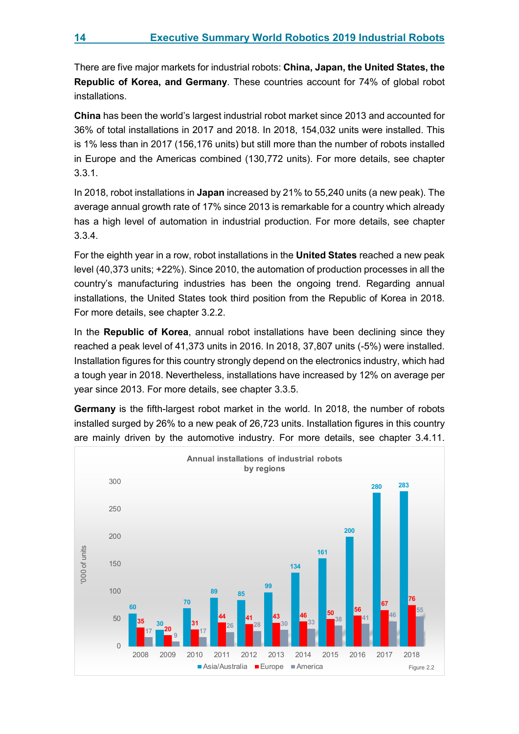There are five major markets for industrial robots: **China, Japan, the United States, the Republic of Korea, and Germany**. These countries account for 74% of global robot installations.

**China** has been the world's largest industrial robot market since 2013 and accounted for 36% of total installations in 2017 and 2018. In 2018, 154,032 units were installed. This is 1% less than in 2017 (156,176 units) but still more than the number of robots installed in Europe and the Americas combined (130,772 units). For more details, see chapter 3.3.1.

In 2018, robot installations in **Japan** increased by 21% to 55,240 units (a new peak). The average annual growth rate of 17% since 2013 is remarkable for a country which already has a high level of automation in industrial production. For more details, see chapter 3.3.4.

For the eighth year in a row, robot installations in the **United States** reached a new peak level (40,373 units; +22%). Since 2010, the automation of production processes in all the country's manufacturing industries has been the ongoing trend. Regarding annual installations, the United States took third position from the Republic of Korea in 2018. For more details, see chapter 3.2.2.

In the **Republic of Korea**, annual robot installations have been declining since they reached a peak level of 41,373 units in 2016. In 2018, 37,807 units (-5%) were installed. Installation figures for this country strongly depend on the electronics industry, which had a tough year in 2018. Nevertheless, installations have increased by 12% on average per year since 2013. For more details, see chapter 3.3.5.

**Germany** is the fifth-largest robot market in the world. In 2018, the number of robots installed surged by 26% to a new peak of 26,723 units. Installation figures in this country are mainly driven by the automotive industry. For more details, see chapter 3.4.11.

**Annual installations of industrial robots by regions**

('000 of units)

| Year | Asia/Australia | Europe | America |
|---|---|---|---|
| 2008 | 60 | 35 | 17 |
| 2009 | 30 | 20 | 9 |
| 2010 | 70 | 31 | 17 |
| 2011 | 89 | 44 | 26 |
| 2012 | 85 | 41 | 28 |
| 2013 | 99 | 43 | 30 |
| 2014 | 134 | 46 | 33 |
| 2015 | 161 | 50 | 38 |
| 2016 | 200 | 56 | 41 |
| 2017 | 280 | 67 | 46 |
| 2018 | 283 | 76 | 55 |

Figure 2.2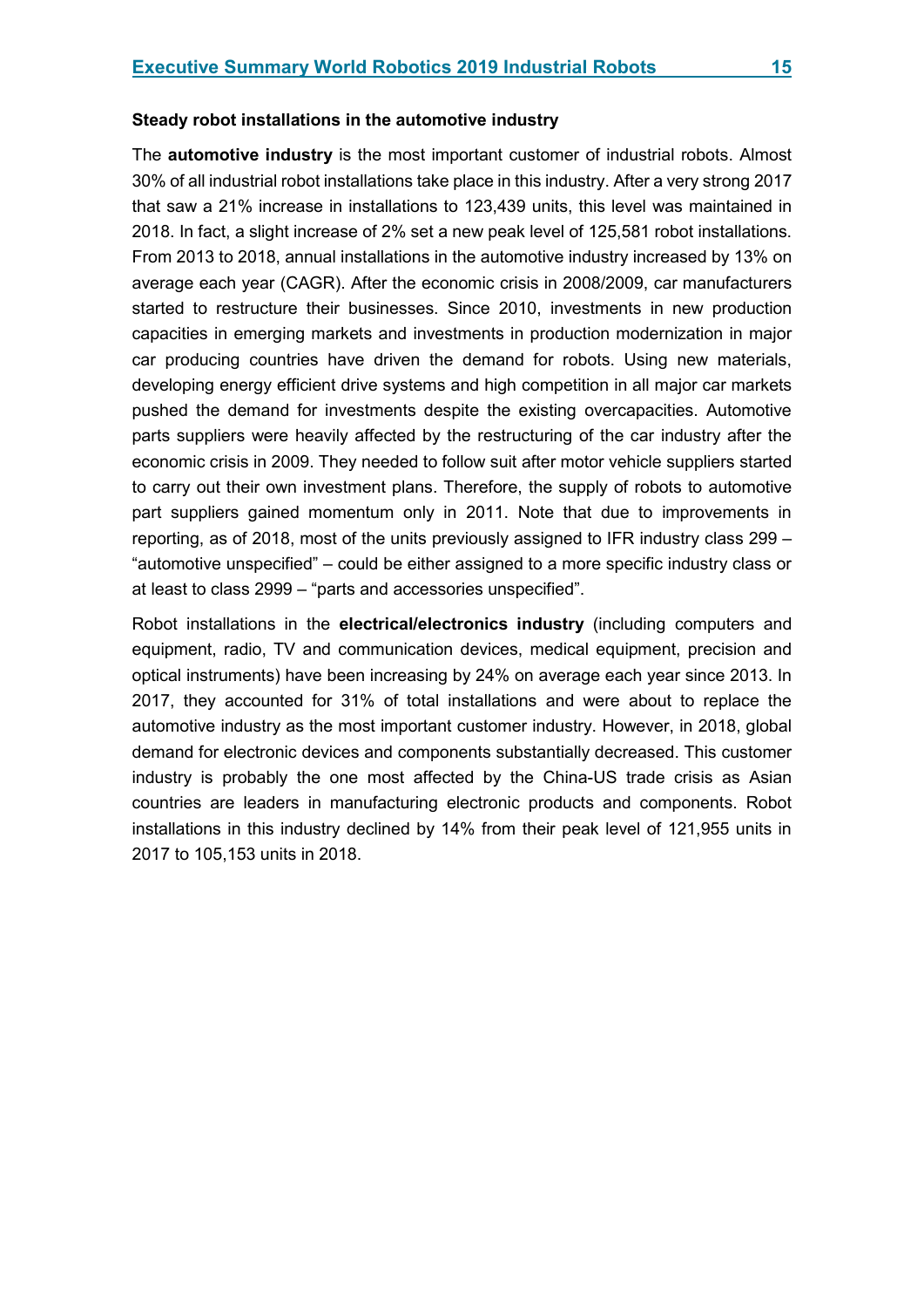### Steady robot installations in the automotive industry

The **automotive industry** is the most important customer of industrial robots. Almost 30% of all industrial robot installations take place in this industry. After a very strong 2017 that saw a 21% increase in installations to 123,439 units, this level was maintained in 2018. In fact, a slight increase of 2% set a new peak level of 125,581 robot installations. From 2013 to 2018, annual installations in the automotive industry increased by 13% on average each year (CAGR). After the economic crisis in 2008/2009, car manufacturers started to restructure their businesses. Since 2010, investments in new production capacities in emerging markets and investments in production modernization in major car producing countries have driven the demand for robots. Using new materials, developing energy efficient drive systems and high competition in all major car markets pushed the demand for investments despite the existing overcapacities. Automotive parts suppliers were heavily affected by the restructuring of the car industry after the economic crisis in 2009. They needed to follow suit after motor vehicle suppliers started to carry out their own investment plans. Therefore, the supply of robots to automotive part suppliers gained momentum only in 2011. Note that due to improvements in reporting, as of 2018, most of the units previously assigned to IFR industry class 299 – "automotive unspecified" – could be either assigned to a more specific industry class or at least to class 2999 – "parts and accessories unspecified".

Robot installations in the **electrical/electronics industry** (including computers and equipment, radio, TV and communication devices, medical equipment, precision and optical instruments) have been increasing by 24% on average each year since 2013. In 2017, they accounted for 31% of total installations and were about to replace the automotive industry as the most important customer industry. However, in 2018, global demand for electronic devices and components substantially decreased. This customer industry is probably the one most affected by the China-US trade crisis as Asian countries are leaders in manufacturing electronic products and components. Robot installations in this industry declined by 14% from their peak level of 121,955 units in 2017 to 105,153 units in 2018.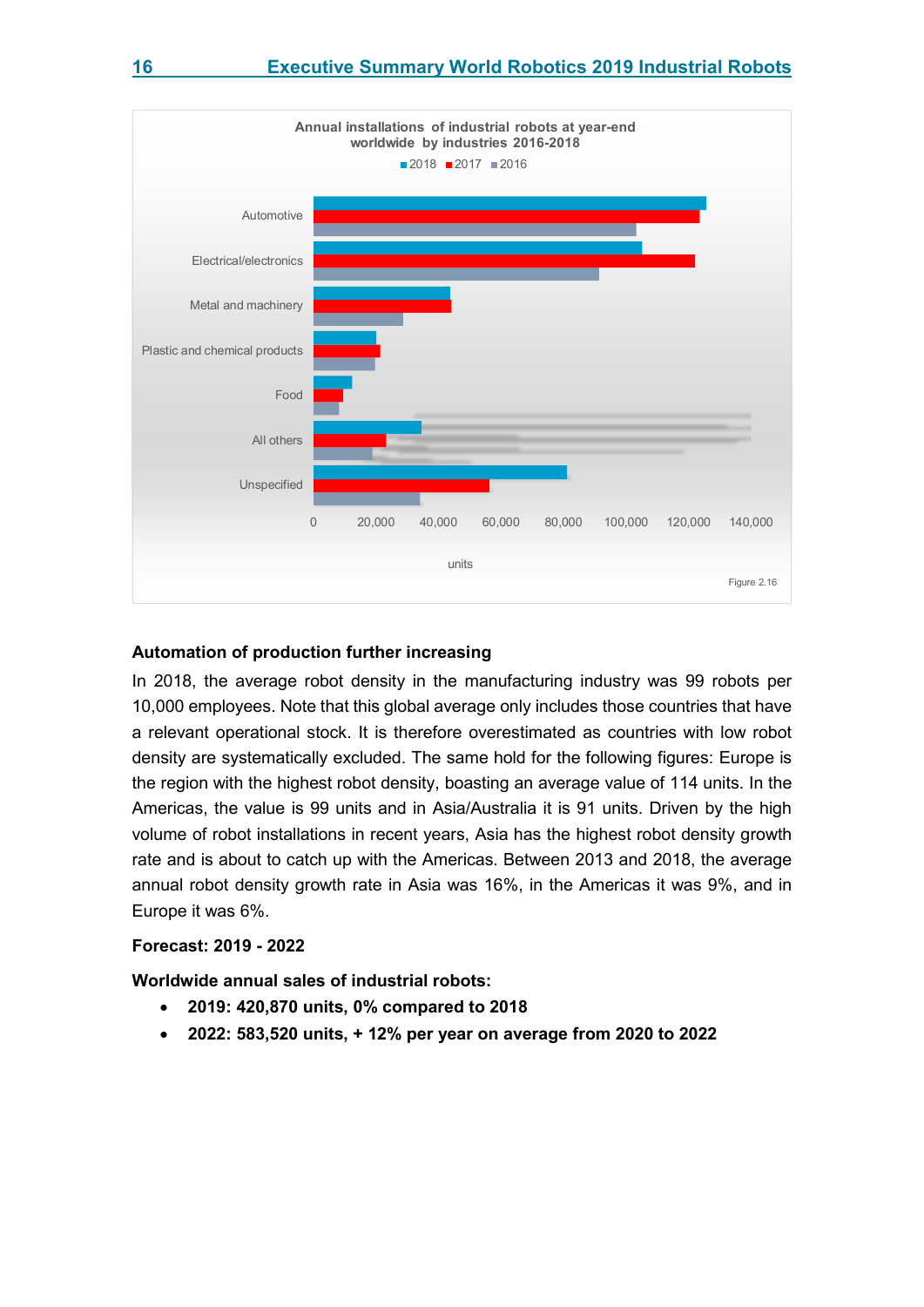Annual installations of industrial robots at year-end worldwide by industries 2016-2018

2018 2017 2016

Automotive

Electrical/electronics

Metal and machinery

Plastic and chemical products

Food

All others

Unspecified

0 20,000 40,000 60,000 80,000 100,000 120,000 140,000

units

Figure 2.16

### Automation of production further increasing

In 2018, the average robot density in the manufacturing industry was 99 robots per 10,000 employees. Note that this global average only includes those countries that have a relevant operational stock. It is therefore overestimated as countries with low robot density are systematically excluded. The same hold for the following figures: Europe is the region with the highest robot density, boasting an average value of 114 units. In the Americas, the value is 99 units and in Asia/Australia it is 91 units. Driven by the high volume of robot installations in recent years, Asia has the highest robot density growth rate and is about to catch up with the Americas. Between 2013 and 2018, the average annual robot density growth rate in Asia was 16%, in the Americas it was 9%, and in Europe it was 6%.

**Forecast: 2019 - 2022**

**Worldwide annual sales of industrial robots:**

- **2019: 420,870 units, 0% compared to 2018**
- **2022: 583,520 units, + 12% per year on average from 2020 to 2022**